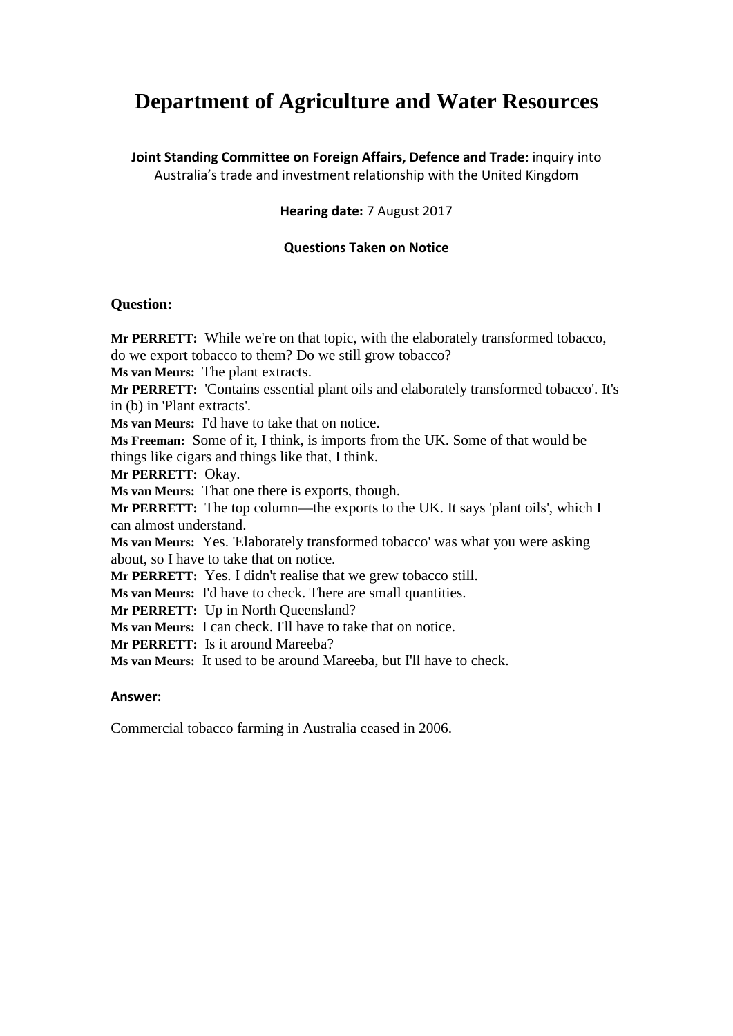# Department of Agriculture and Water Resources

**Joint Standing Committee on Foreign Affairs, Defence and Trade:** inquiry into Australia's trade and investment relationship with the United Kingdom

**Hearing date:** 7 August 2017

**Questions Taken on Notice**

**Question:**

**Mr PERRETT:** While we're on that topic, with the elaborately transformed tobacco, do we export tobacco to them? Do we still grow tobacco?
**Ms van Meurs:** The plant extracts.
**Mr PERRETT:** 'Contains essential plant oils and elaborately transformed tobacco'. It's in (b) in 'Plant extracts'.
**Ms van Meurs:** I'd have to take that on notice.
**Ms Freeman:** Some of it, I think, is imports from the UK. Some of that would be things like cigars and things like that, I think.
**Mr PERRETT:** Okay.
**Ms van Meurs:** That one there is exports, though.
**Mr PERRETT:** The top column—the exports to the UK. It says 'plant oils', which I can almost understand.
**Ms van Meurs:** Yes. 'Elaborately transformed tobacco' was what you were asking about, so I have to take that on notice.
**Mr PERRETT:** Yes. I didn't realise that we grew tobacco still.
**Ms van Meurs:** I'd have to check. There are small quantities.
**Mr PERRETT:** Up in North Queensland?
**Ms van Meurs:** I can check. I'll have to take that on notice.
**Mr PERRETT:** Is it around Mareeba?
**Ms van Meurs:** It used to be around Mareeba, but I'll have to check.

**Answer:**

Commercial tobacco farming in Australia ceased in 2006.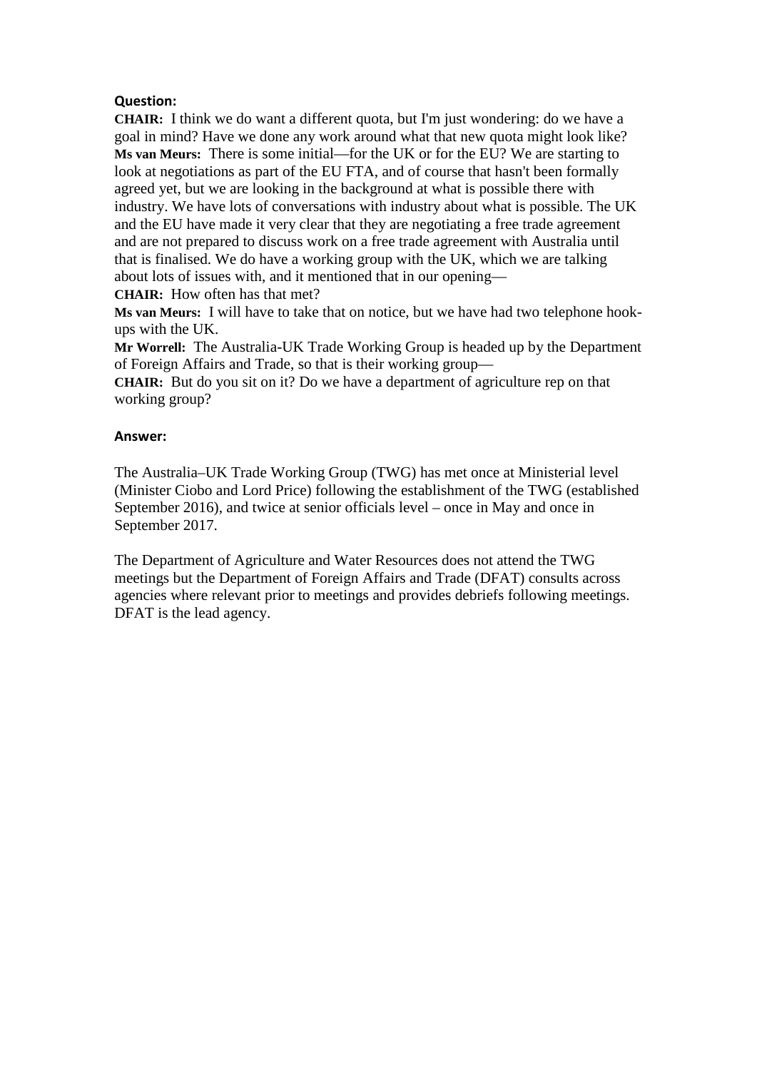**Question:**

**CHAIR:** I think we do want a different quota, but I'm just wondering: do we have a goal in mind? Have we done any work around what that new quota might look like?

**Ms van Meurs:** There is some initial—for the UK or for the EU? We are starting to look at negotiations as part of the EU FTA, and of course that hasn't been formally agreed yet, but we are looking in the background at what is possible there with industry. We have lots of conversations with industry about what is possible. The UK and the EU have made it very clear that they are negotiating a free trade agreement and are not prepared to discuss work on a free trade agreement with Australia until that is finalised. We do have a working group with the UK, which we are talking about lots of issues with, and it mentioned that in our opening—

**CHAIR:** How often has that met?

**Ms van Meurs:** I will have to take that on notice, but we have had two telephone hook-ups with the UK.

**Mr Worrell:** The Australia-UK Trade Working Group is headed up by the Department of Foreign Affairs and Trade, so that is their working group—

**CHAIR:** But do you sit on it? Do we have a department of agriculture rep on that working group?

**Answer:**

The Australia–UK Trade Working Group (TWG) has met once at Ministerial level (Minister Ciobo and Lord Price) following the establishment of the TWG (established September 2016), and twice at senior officials level – once in May and once in September 2017.

The Department of Agriculture and Water Resources does not attend the TWG meetings but the Department of Foreign Affairs and Trade (DFAT) consults across agencies where relevant prior to meetings and provides debriefs following meetings. DFAT is the lead agency.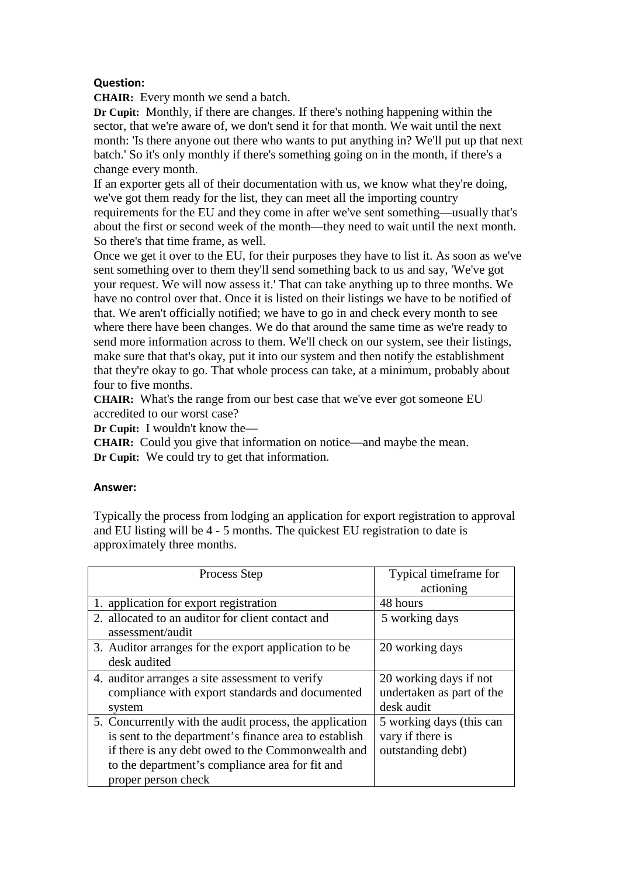**Question:**

**CHAIR:** Every month we send a batch.

**Dr Cupit:** Monthly, if there are changes. If there's nothing happening within the sector, that we're aware of, we don't send it for that month. We wait until the next month: 'Is there anyone out there who wants to put anything in? We'll put up that next batch.' So it's only monthly if there's something going on in the month, if there's a change every month.

If an exporter gets all of their documentation with us, we know what they're doing, we've got them ready for the list, they can meet all the importing country requirements for the EU and they come in after we've sent something—usually that's about the first or second week of the month—they need to wait until the next month. So there's that time frame, as well.

Once we get it over to the EU, for their purposes they have to list it. As soon as we've sent something over to them they'll send something back to us and say, 'We've got your request. We will now assess it.' That can take anything up to three months. We have no control over that. Once it is listed on their listings we have to be notified of that. We aren't officially notified; we have to go in and check every month to see where there have been changes. We do that around the same time as we're ready to send more information across to them. We'll check on our system, see their listings, make sure that that's okay, put it into our system and then notify the establishment that they're okay to go. That whole process can take, at a minimum, probably about four to five months.

**CHAIR:** What's the range from our best case that we've ever got someone EU accredited to our worst case?

**Dr Cupit:** I wouldn't know the—

**CHAIR:** Could you give that information on notice—and maybe the mean.

**Dr Cupit:** We could try to get that information.

**Answer:**

Typically the process from lodging an application for export registration to approval and EU listing will be 4 - 5 months. The quickest EU registration to date is approximately three months.

| Process Step | Typical timeframe for actioning |
|---|---|
| 1. application for export registration | 48 hours |
| 2. allocated to an auditor for client contact and assessment/audit | 5 working days |
| 3. Auditor arranges for the export application to be desk audited | 20 working days |
| 4. auditor arranges a site assessment to verify compliance with export standards and documented system | 20 working days if not undertaken as part of the desk audit |
| 5. Concurrently with the audit process, the application is sent to the department's finance area to establish if there is any debt owed to the Commonwealth and to the department's compliance area for fit and proper person check | 5 working days (this can vary if there is outstanding debt) |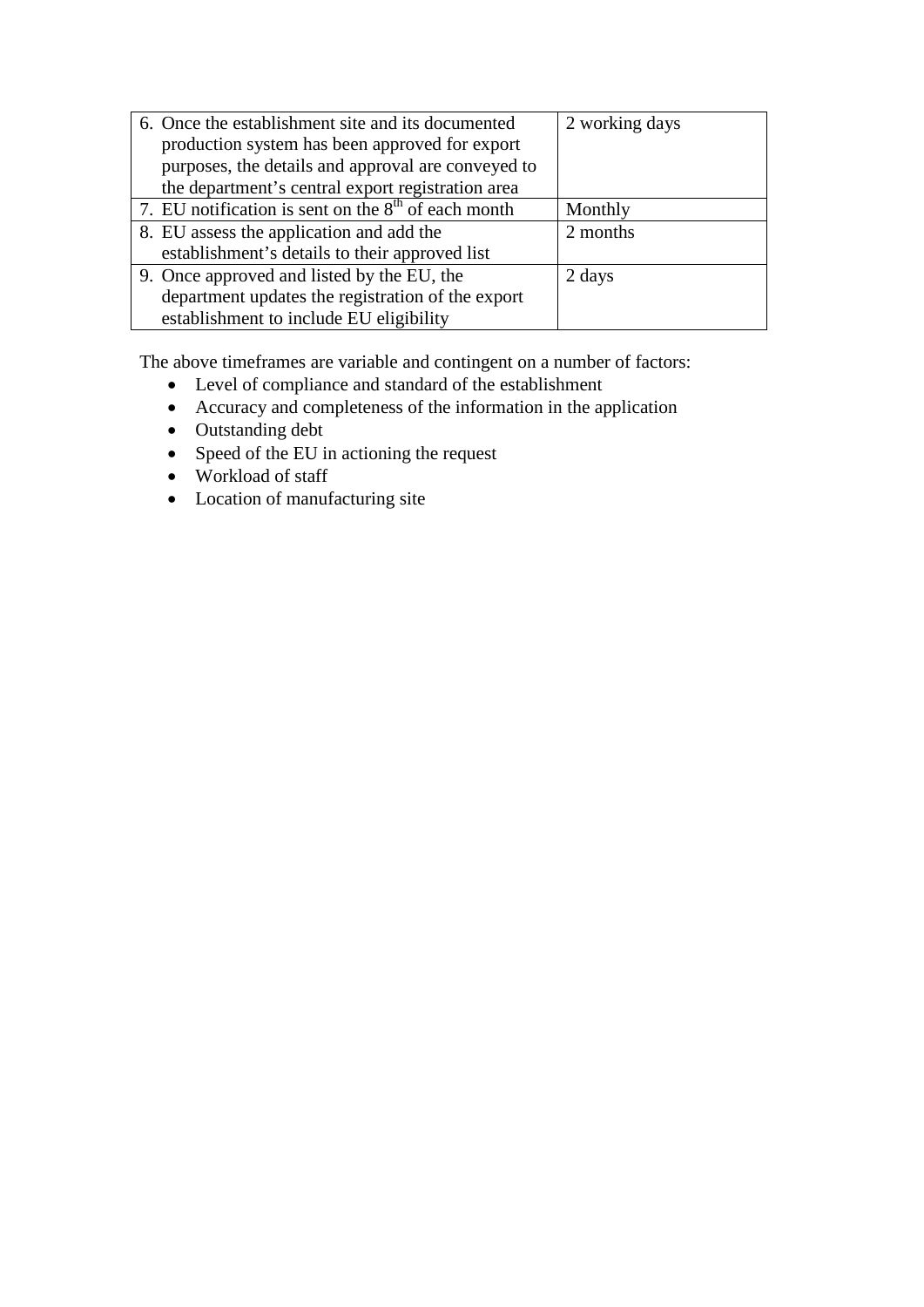| | |
|---|---|
| 6. Once the establishment site and its documented production system has been approved for export purposes, the details and approval are conveyed to the department's central export registration area | 2 working days |
| 7. EU notification is sent on the 8th of each month | Monthly |
| 8. EU assess the application and add the establishment's details to their approved list | 2 months |
| 9. Once approved and listed by the EU, the department updates the registration of the export establishment to include EU eligibility | 2 days |

The above timeframes are variable and contingent on a number of factors:

- Level of compliance and standard of the establishment
- Accuracy and completeness of the information in the application
- Outstanding debt
- Speed of the EU in actioning the request
- Workload of staff
- Location of manufacturing site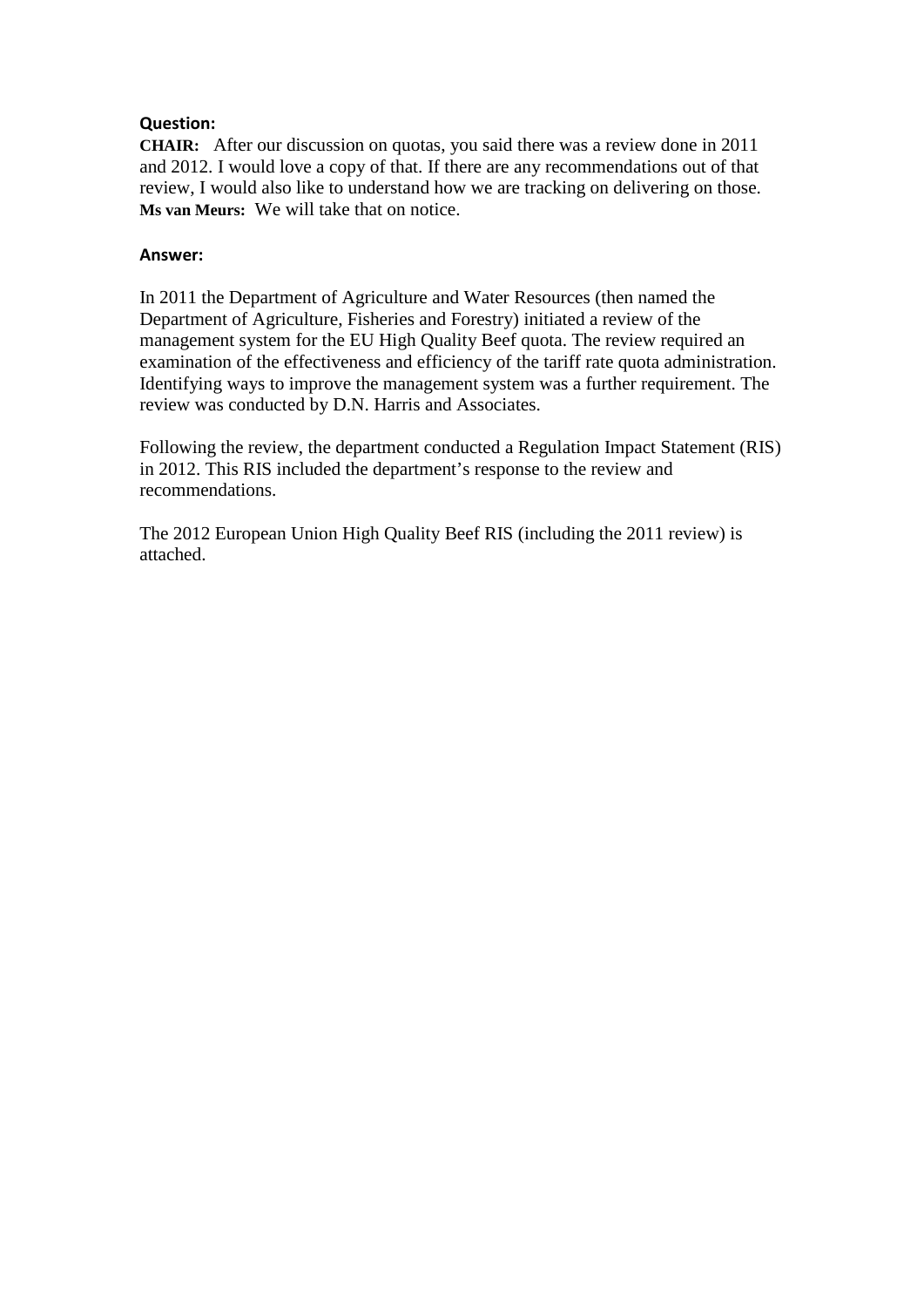**Question:**

**CHAIR:** After our discussion on quotas, you said there was a review done in 2011 and 2012. I would love a copy of that. If there are any recommendations out of that review, I would also like to understand how we are tracking on delivering on those.

**Ms van Meurs:** We will take that on notice.

**Answer:**

In 2011 the Department of Agriculture and Water Resources (then named the Department of Agriculture, Fisheries and Forestry) initiated a review of the management system for the EU High Quality Beef quota. The review required an examination of the effectiveness and efficiency of the tariff rate quota administration. Identifying ways to improve the management system was a further requirement. The review was conducted by D.N. Harris and Associates.

Following the review, the department conducted a Regulation Impact Statement (RIS) in 2012. This RIS included the department's response to the review and recommendations.

The 2012 European Union High Quality Beef RIS (including the 2011 review) is attached.